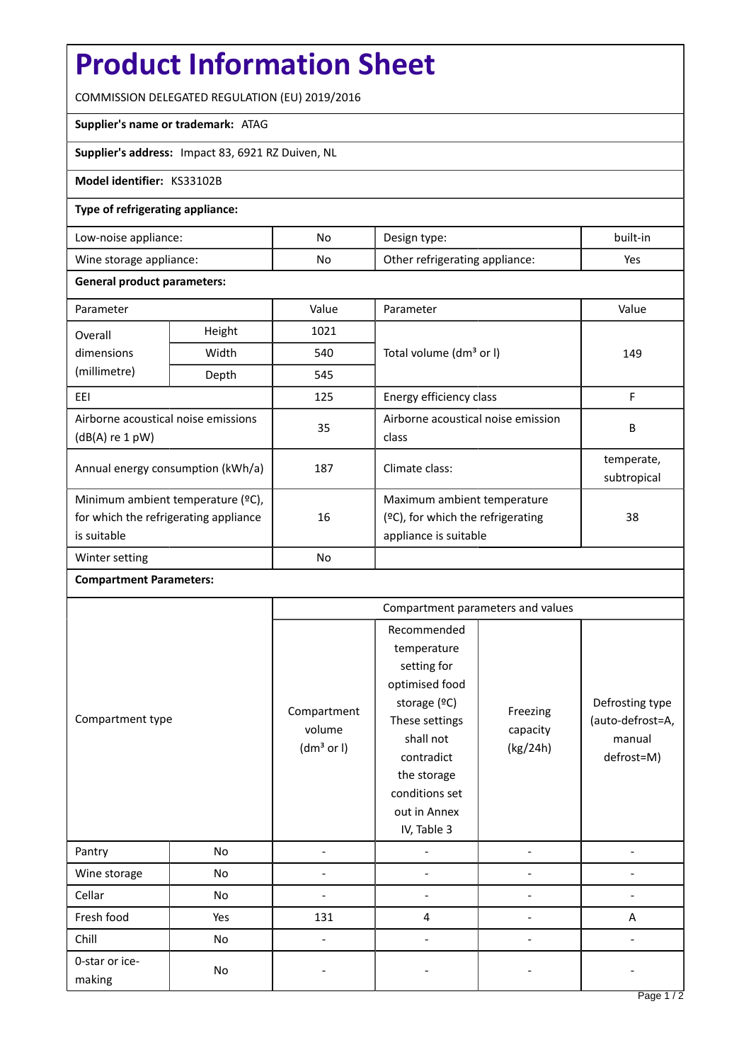# Product Information Sheet

COMMISSION DELEGATED REGULATION (EU) 2019/2016

**Supplier's name or trademark:** ATAG

**Supplier's address:** Impact 83, 6921 RZ Duiven, NL

**Model identifier:** KS33102B

**Type of refrigerating appliance:**

| | | | |
|---|---|---|---|
| Low-noise appliance: | No | Design type: | built-in |
| Wine storage appliance: | No | Other refrigerating appliance: | Yes |

**General product parameters:**

| Parameter | | Value | Parameter | Value |
|---|---|---|---|---|
| Overall dimensions (millimetre) | Height | 1021 | Total volume (dm³ or l) | 149 |
| | Width | 540 | | |
| | Depth | 545 | | |
| EEI | | 125 | Energy efficiency class | F |
| Airborne acoustical noise emissions (dB(A) re 1 pW) | | 35 | Airborne acoustical noise emission class | B |
| Annual energy consumption (kWh/a) | | 187 | Climate class: | temperate, subtropical |
| Minimum ambient temperature (ºC), for which the refrigerating appliance is suitable | | 16 | Maximum ambient temperature (ºC), for which the refrigerating appliance is suitable | 38 |
| Winter setting | | No | | |

**Compartment Parameters:**

| Compartment type | | Compartment parameters and values | | | |
|---|---|---|---|---|---|
| | | Compartment volume (dm³ or l) | Recommended temperature setting for optimised food storage (ºC) These settings shall not contradict the storage conditions set out in Annex IV, Table 3 | Freezing capacity (kg/24h) | Defrosting type (auto-defrost=A, manual defrost=M) |
| Pantry | No | - | - | - | - |
| Wine storage | No | - | - | - | - |
| Cellar | No | - | - | - | - |
| Fresh food | Yes | 131 | 4 | - | A |
| Chill | No | - | - | - | - |
| 0-star or ice-making | No | - | - | - | - |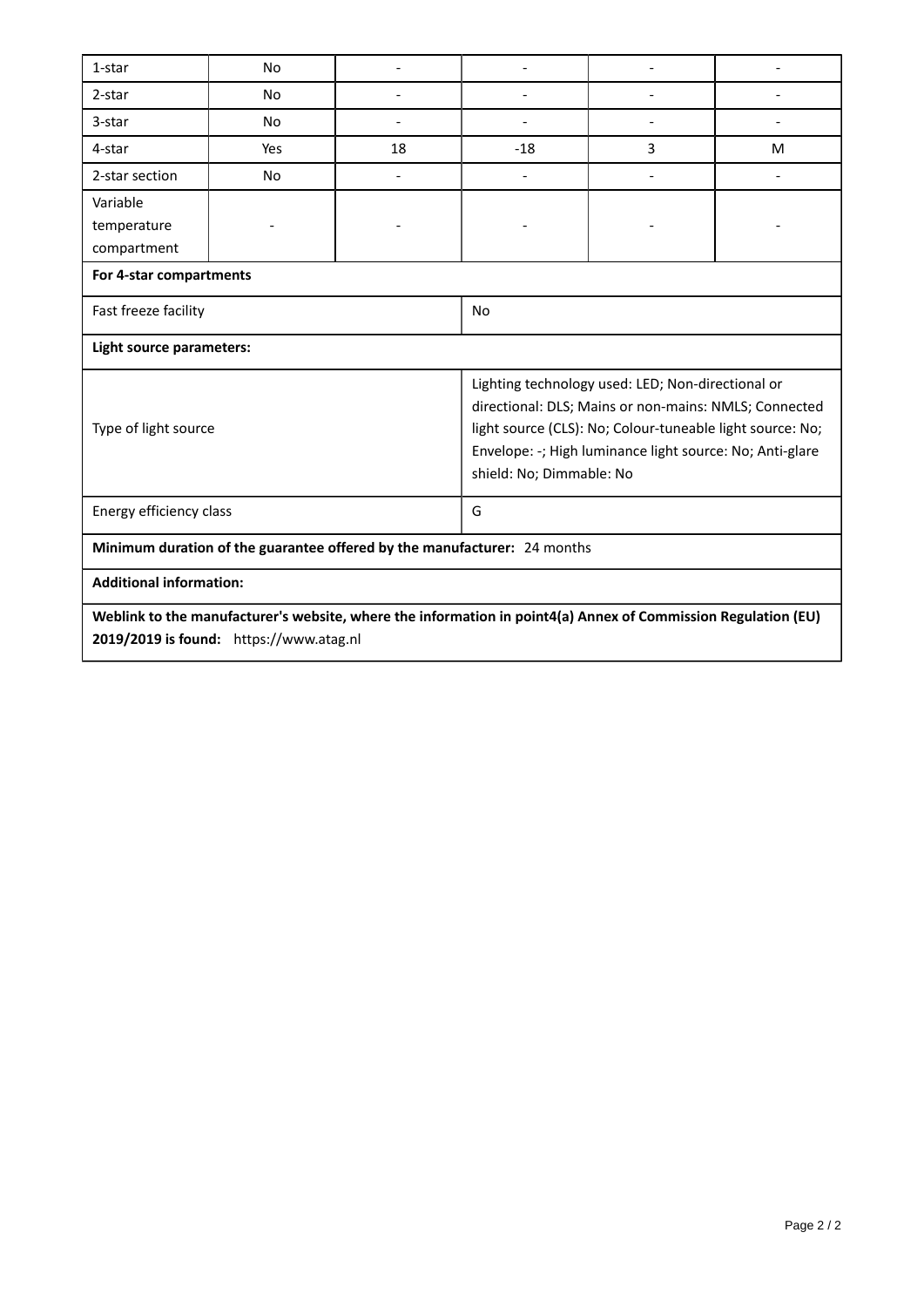| | | | | | |
|---|---|---|---|---|---|
| 1-star | No | - | - | - | - |
| 2-star | No | - | - | - | - |
| 3-star | No | - | - | - | - |
| 4-star | Yes | 18 | -18 | 3 | M |
| 2-star section | No | - | - | - | - |
| Variable temperature compartment | - | - | - | - | - |

| | |
|---|---|
| **For 4-star compartments** | |
| Fast freeze facility | No |
| **Light source parameters:** | |
| Type of light source | Lighting technology used: LED; Non-directional or directional: DLS; Mains or non-mains: NMLS; Connected light source (CLS): No; Colour-tuneable light source: No; Envelope: -; High luminance light source: No; Anti-glare shield: No; Dimmable: No |
| Energy efficiency class | G |

**Minimum duration of the guarantee offered by the manufacturer:** 24 months

**Additional information:**

**Weblink to the manufacturer's website, where the information in point4(a) Annex of Commission Regulation (EU) 2019/2019 is found:** https://www.atag.nl